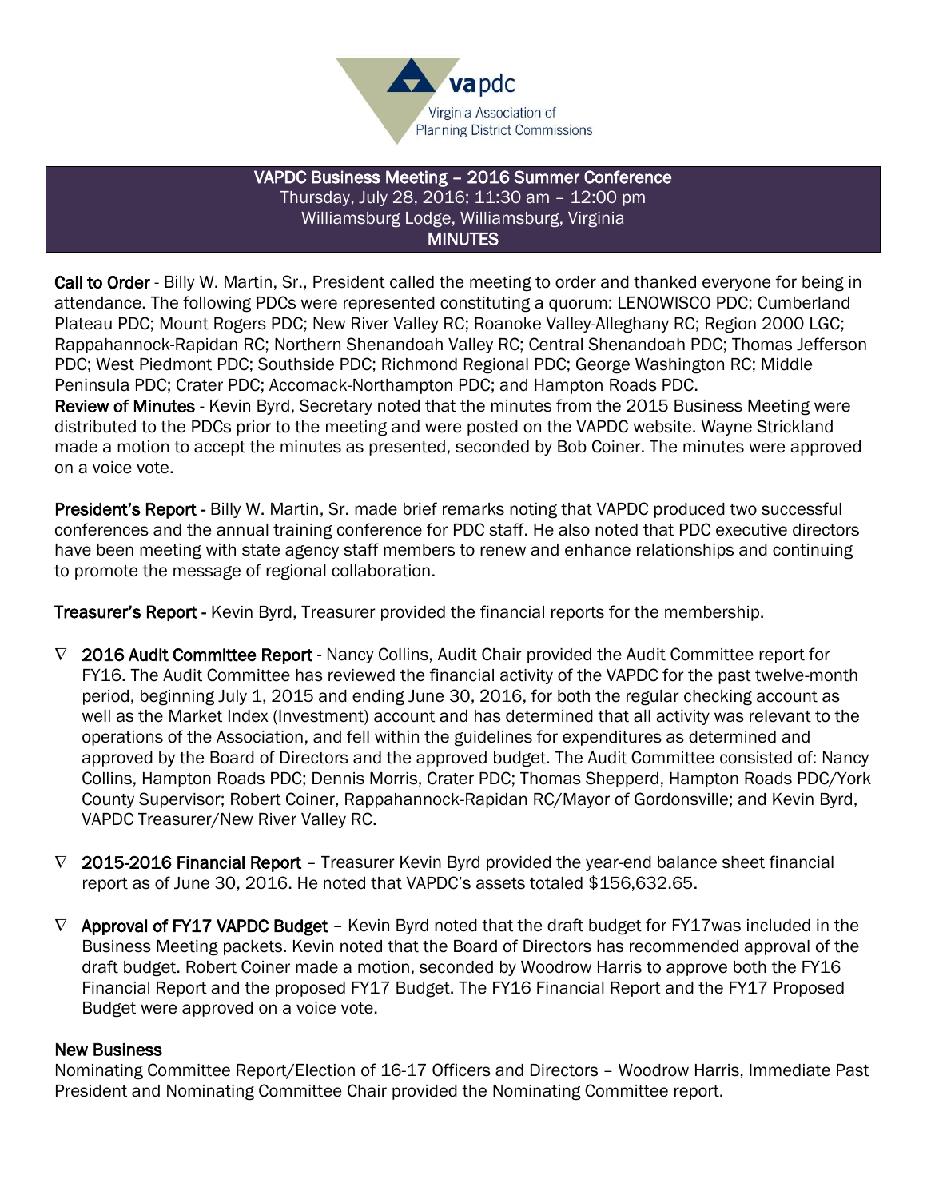**vapdc**
Virginia Association of Planning District Commissions

# VAPDC Business Meeting – 2016 Summer Conference

Thursday, July 28, 2016; 11:30 am – 12:00 pm
Williamsburg Lodge, Williamsburg, Virginia

## MINUTES

**Call to Order** - Billy W. Martin, Sr., President called the meeting to order and thanked everyone for being in attendance. The following PDCs were represented constituting a quorum: LENOWISCO PDC; Cumberland Plateau PDC; Mount Rogers PDC; New River Valley RC; Roanoke Valley-Alleghany RC; Region 2000 LGC; Rappahannock-Rapidan RC; Northern Shenandoah Valley RC; Central Shenandoah PDC; Thomas Jefferson PDC; West Piedmont PDC; Southside PDC; Richmond Regional PDC; George Washington RC; Middle Peninsula PDC; Crater PDC; Accomack-Northampton PDC; and Hampton Roads PDC.
**Review of Minutes** - Kevin Byrd, Secretary noted that the minutes from the 2015 Business Meeting were distributed to the PDCs prior to the meeting and were posted on the VAPDC website. Wayne Strickland made a motion to accept the minutes as presented, seconded by Bob Coiner. The minutes were approved on a voice vote.

**President's Report** - Billy W. Martin, Sr. made brief remarks noting that VAPDC produced two successful conferences and the annual training conference for PDC staff. He also noted that PDC executive directors have been meeting with state agency staff members to renew and enhance relationships and continuing to promote the message of regional collaboration.

**Treasurer's Report** - Kevin Byrd, Treasurer provided the financial reports for the membership.

- **2016 Audit Committee Report** - Nancy Collins, Audit Chair provided the Audit Committee report for FY16. The Audit Committee has reviewed the financial activity of the VAPDC for the past twelve-month period, beginning July 1, 2015 and ending June 30, 2016, for both the regular checking account as well as the Market Index (Investment) account and has determined that all activity was relevant to the operations of the Association, and fell within the guidelines for expenditures as determined and approved by the Board of Directors and the approved budget. The Audit Committee consisted of: Nancy Collins, Hampton Roads PDC; Dennis Morris, Crater PDC; Thomas Shepperd, Hampton Roads PDC/York County Supervisor; Robert Coiner, Rappahannock-Rapidan RC/Mayor of Gordonsville; and Kevin Byrd, VAPDC Treasurer/New River Valley RC.

- **2015-2016 Financial Report** – Treasurer Kevin Byrd provided the year-end balance sheet financial report as of June 30, 2016. He noted that VAPDC's assets totaled $156,632.65.

- **Approval of FY17 VAPDC Budget** – Kevin Byrd noted that the draft budget for FY17was included in the Business Meeting packets. Kevin noted that the Board of Directors has recommended approval of the draft budget. Robert Coiner made a motion, seconded by Woodrow Harris to approve both the FY16 Financial Report and the proposed FY17 Budget. The FY16 Financial Report and the FY17 Proposed Budget were approved on a voice vote.

**New Business**
Nominating Committee Report/Election of 16-17 Officers and Directors – Woodrow Harris, Immediate Past President and Nominating Committee Chair provided the Nominating Committee report.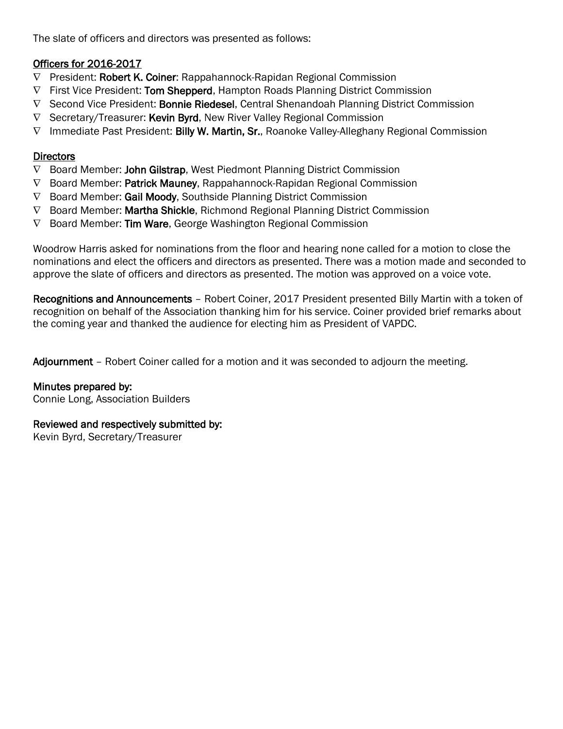The slate of officers and directors was presented as follows:

**Officers for 2016-2017**

- President: **Robert K. Coiner**: Rappahannock-Rapidan Regional Commission
- First Vice President: **Tom Shepperd**, Hampton Roads Planning District Commission
- Second Vice President: **Bonnie Riedesel**, Central Shenandoah Planning District Commission
- Secretary/Treasurer: **Kevin Byrd**, New River Valley Regional Commission
- Immediate Past President: **Billy W. Martin, Sr.**, Roanoke Valley-Alleghany Regional Commission

**Directors**

- Board Member: **John Gilstrap**, West Piedmont Planning District Commission
- Board Member: **Patrick Mauney**, Rappahannock-Rapidan Regional Commission
- Board Member: **Gail Moody**, Southside Planning District Commission
- Board Member: **Martha Shickle**, Richmond Regional Planning District Commission
- Board Member: **Tim Ware**, George Washington Regional Commission

Woodrow Harris asked for nominations from the floor and hearing none called for a motion to close the nominations and elect the officers and directors as presented. There was a motion made and seconded to approve the slate of officers and directors as presented. The motion was approved on a voice vote.

**Recognitions and Announcements** – Robert Coiner, 2017 President presented Billy Martin with a token of recognition on behalf of the Association thanking him for his service. Coiner provided brief remarks about the coming year and thanked the audience for electing him as President of VAPDC.

**Adjournment** – Robert Coiner called for a motion and it was seconded to adjourn the meeting.

**Minutes prepared by:**
Connie Long, Association Builders

**Reviewed and respectively submitted by:**
Kevin Byrd, Secretary/Treasurer